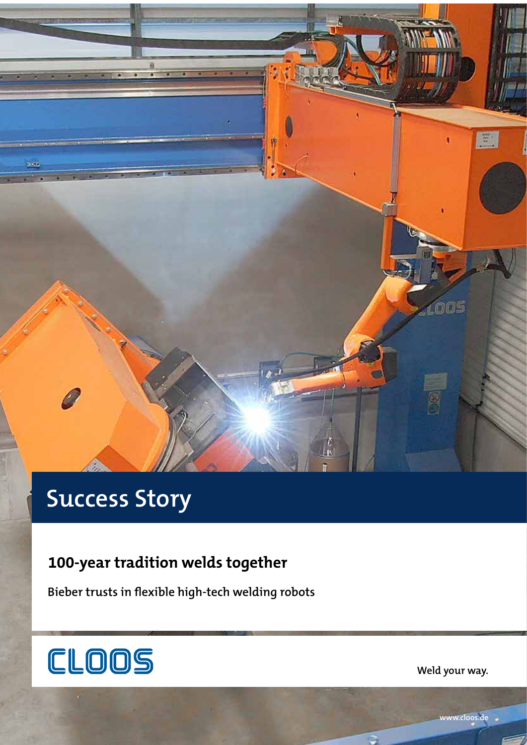# Success Story

## 100-year tradition welds together

Bieber trusts in flexible high-tech welding robots

CLOOS

Weld your way.

www.cloos.de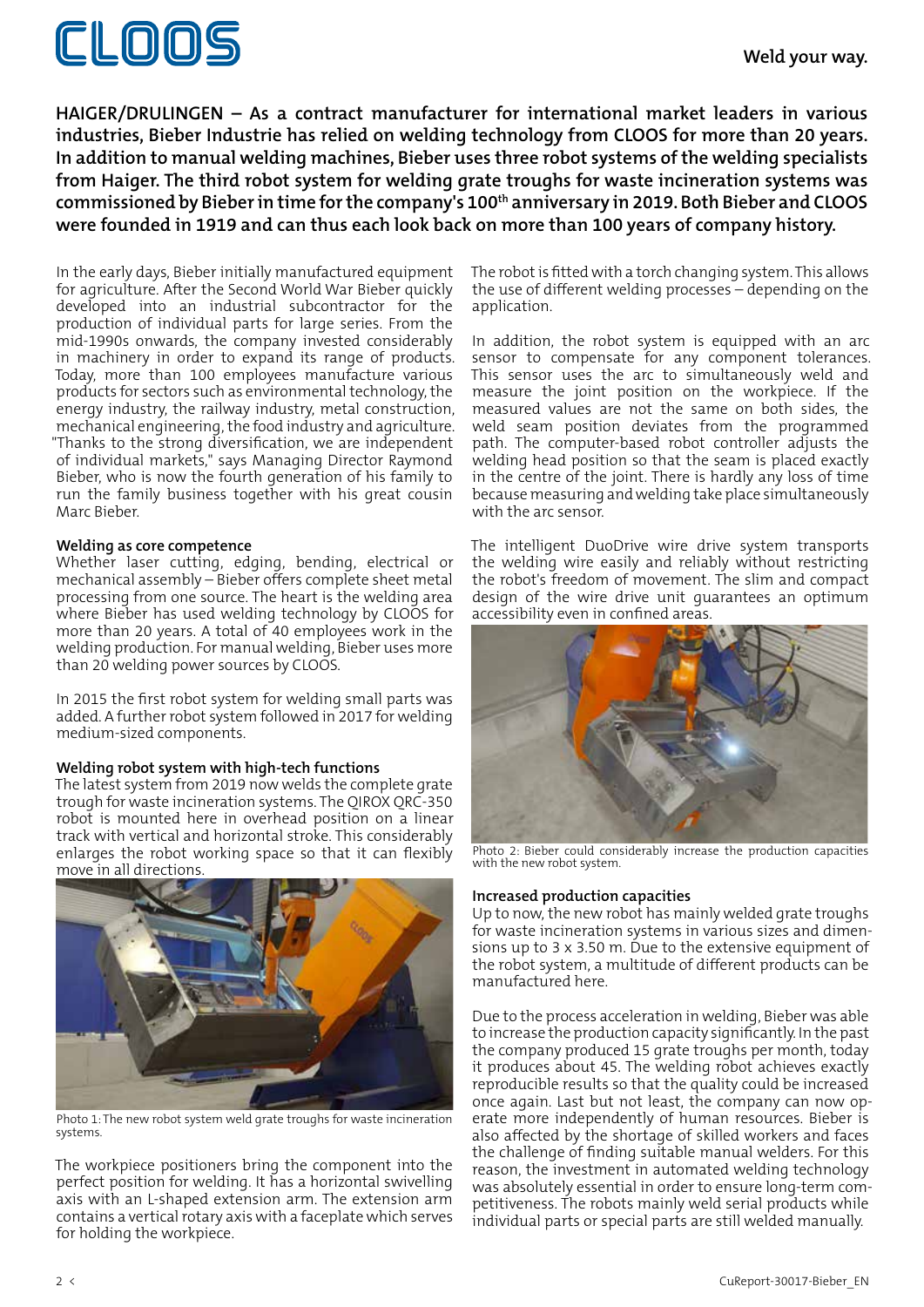**HAIGER/DRULINGEN – As a contract manufacturer for international market leaders in various industries, Bieber Industrie has relied on welding technology from CLOOS for more than 20 years. In addition to manual welding machines, Bieber uses three robot systems of the welding specialists from Haiger. The third robot system for welding grate troughs for waste incineration systems was commissioned by Bieber in time for the company's 100th anniversary in 2019. Both Bieber and CLOOS were founded in 1919 and can thus each look back on more than 100 years of company history.**

In the early days, Bieber initially manufactured equipment for agriculture. After the Second World War Bieber quickly developed into an industrial subcontractor for the production of individual parts for large series. From the mid-1990s onwards, the company invested considerably in machinery in order to expand its range of products. Today, more than 100 employees manufacture various products for sectors such as environmental technology, the energy industry, the railway industry, metal construction, mechanical engineering, the food industry and agriculture. "Thanks to the strong diversification, we are independent of individual markets," says Managing Director Raymond Bieber, who is now the fourth generation of his family to run the family business together with his great cousin Marc Bieber.

**Welding as core competence**

Whether laser cutting, edging, bending, electrical or mechanical assembly – Bieber offers complete sheet metal processing from one source. The heart is the welding area where Bieber has used welding technology by CLOOS for more than 20 years. A total of 40 employees work in the welding production. For manual welding, Bieber uses more than 20 welding power sources by CLOOS.

In 2015 the first robot system for welding small parts was added. A further robot system followed in 2017 for welding medium-sized components.

**Welding robot system with high-tech functions**

The latest system from 2019 now welds the complete grate trough for waste incineration systems. The QIROX QRC-350 robot is mounted here in overhead position on a linear track with vertical and horizontal stroke. This considerably enlarges the robot working space so that it can flexibly move in all directions.

Photo 1: The new robot system weld grate troughs for waste incineration systems.

The workpiece positioners bring the component into the perfect position for welding. It has a horizontal swivelling axis with an L-shaped extension arm. The extension arm contains a vertical rotary axis with a faceplate which serves for holding the workpiece.

The robot is fitted with a torch changing system. This allows the use of different welding processes – depending on the application.

In addition, the robot system is equipped with an arc sensor to compensate for any component tolerances. This sensor uses the arc to simultaneously weld and measure the joint position on the workpiece. If the measured values are not the same on both sides, the weld seam position deviates from the programmed path. The computer-based robot controller adjusts the welding head position so that the seam is placed exactly in the centre of the joint. There is hardly any loss of time because measuring and welding take place simultaneously with the arc sensor.

The intelligent DuoDrive wire drive system transports the welding wire easily and reliably without restricting the robot's freedom of movement. The slim and compact design of the wire drive unit guarantees an optimum accessibility even in confined areas.

Photo 2: Bieber could considerably increase the production capacities with the new robot system.

**Increased production capacities**

Up to now, the new robot has mainly welded grate troughs for waste incineration systems in various sizes and dimensions up to 3 x 3.50 m. Due to the extensive equipment of the robot system, a multitude of different products can be manufactured here.

Due to the process acceleration in welding, Bieber was able to increase the production capacity significantly. In the past the company produced 15 grate troughs per month, today it produces about 45. The welding robot achieves exactly reproducible results so that the quality could be increased once again. Last but not least, the company can now operate more independently of human resources. Bieber is also affected by the shortage of skilled workers and faces the challenge of finding suitable manual welders. For this reason, the investment in automated welding technology was absolutely essential in order to ensure long-term competitiveness. The robots mainly weld serial products while individual parts or special parts are still welded manually.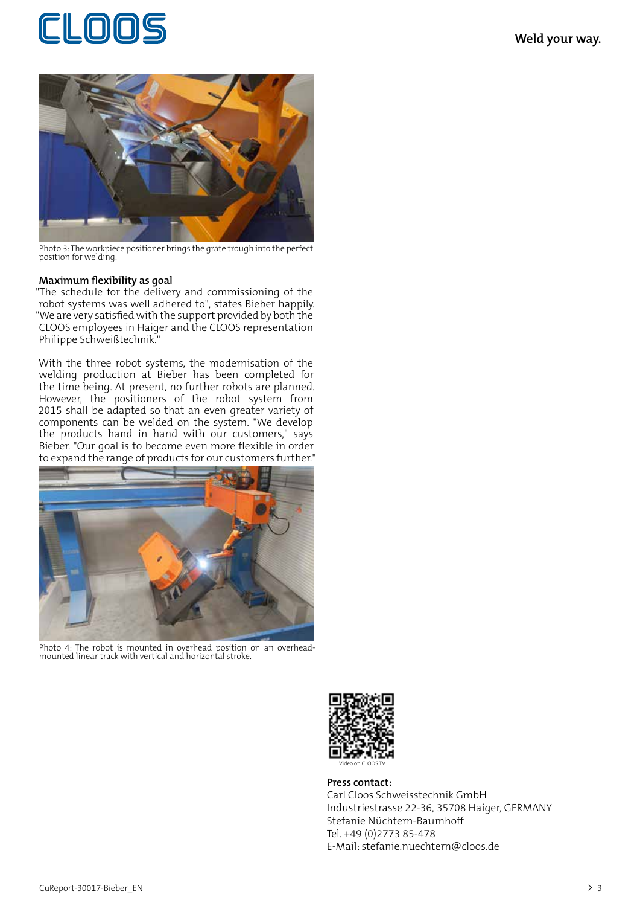Photo 3: The workpiece positioner brings the grate trough into the perfect position for welding.

**Maximum flexibility as goal**

"The schedule for the delivery and commissioning of the robot systems was well adhered to", states Bieber happily. "We are very satisfied with the support provided by both the CLOOS employees in Haiger and the CLOOS representation Philippe Schweißtechnik."

With the three robot systems, the modernisation of the welding production at Bieber has been completed for the time being. At present, no further robots are planned. However, the positioners of the robot system from 2015 shall be adapted so that an even greater variety of components can be welded on the system. "We develop the products hand in hand with our customers," says Bieber. "Our goal is to become even more flexible in order to expand the range of products for our customers further."

Photo 4: The robot is mounted in overhead position on an overhead-mounted linear track with vertical and horizontal stroke.

Video on CLOOS TV

**Press contact:**
Carl Cloos Schweisstechnik GmbH
Industriestrasse 22-36, 35708 Haiger, GERMANY
Stefanie Nüchtern-Baumhoff
Tel. +49 (0)2773 85-478
E-Mail: stefanie.nuechtern@cloos.de